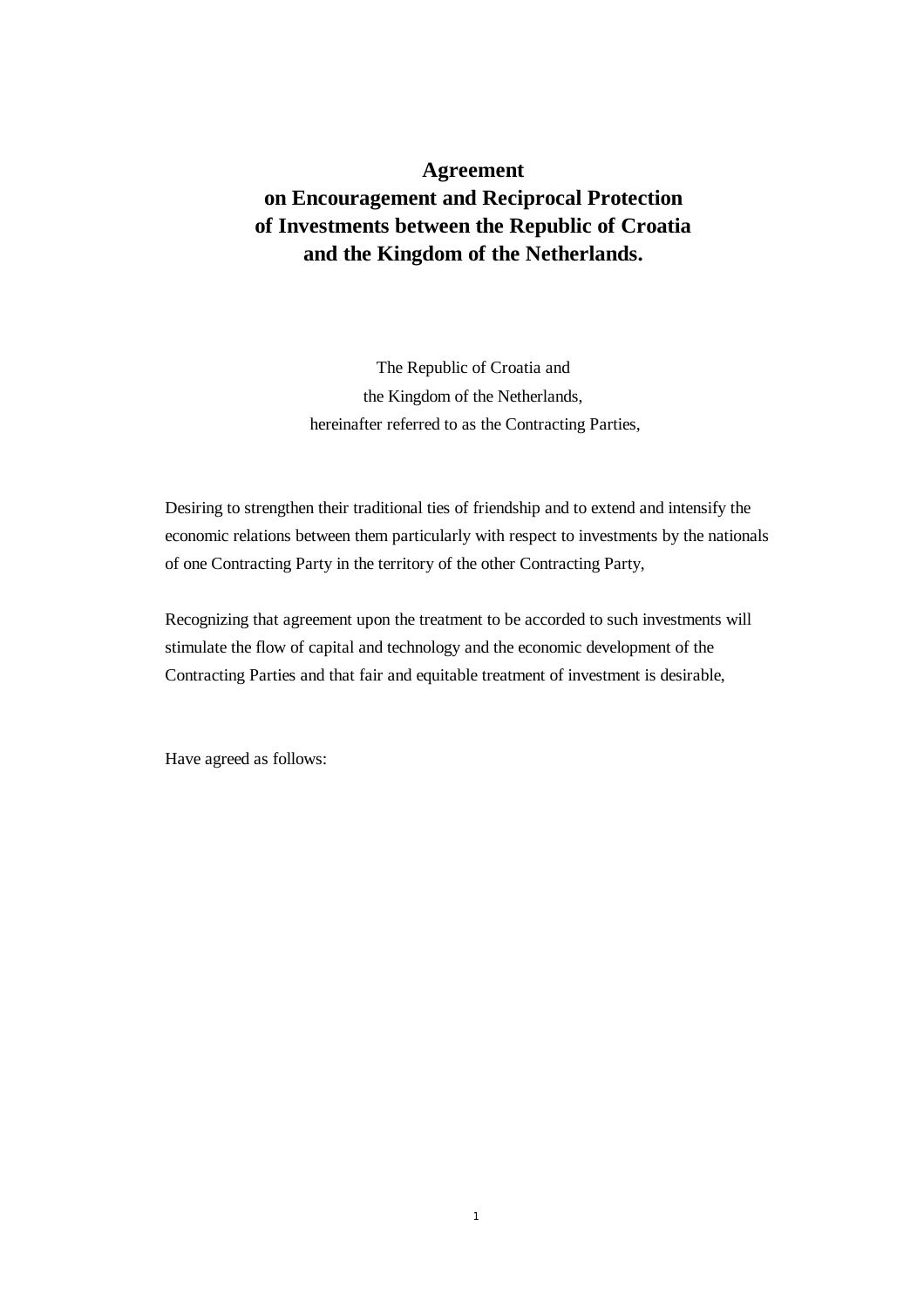# Agreement on Encouragement and Reciprocal Protection of Investments between the Republic of Croatia and the Kingdom of the Netherlands.

The Republic of Croatia and
the Kingdom of the Netherlands,
hereinafter referred to as the Contracting Parties,

Desiring to strengthen their traditional ties of friendship and to extend and intensify the economic relations between them particularly with respect to investments by the nationals of one Contracting Party in the territory of the other Contracting Party,

Recognizing that agreement upon the treatment to be accorded to such investments will stimulate the flow of capital and technology and the economic development of the Contracting Parties and that fair and equitable treatment of investment is desirable,

Have agreed as follows: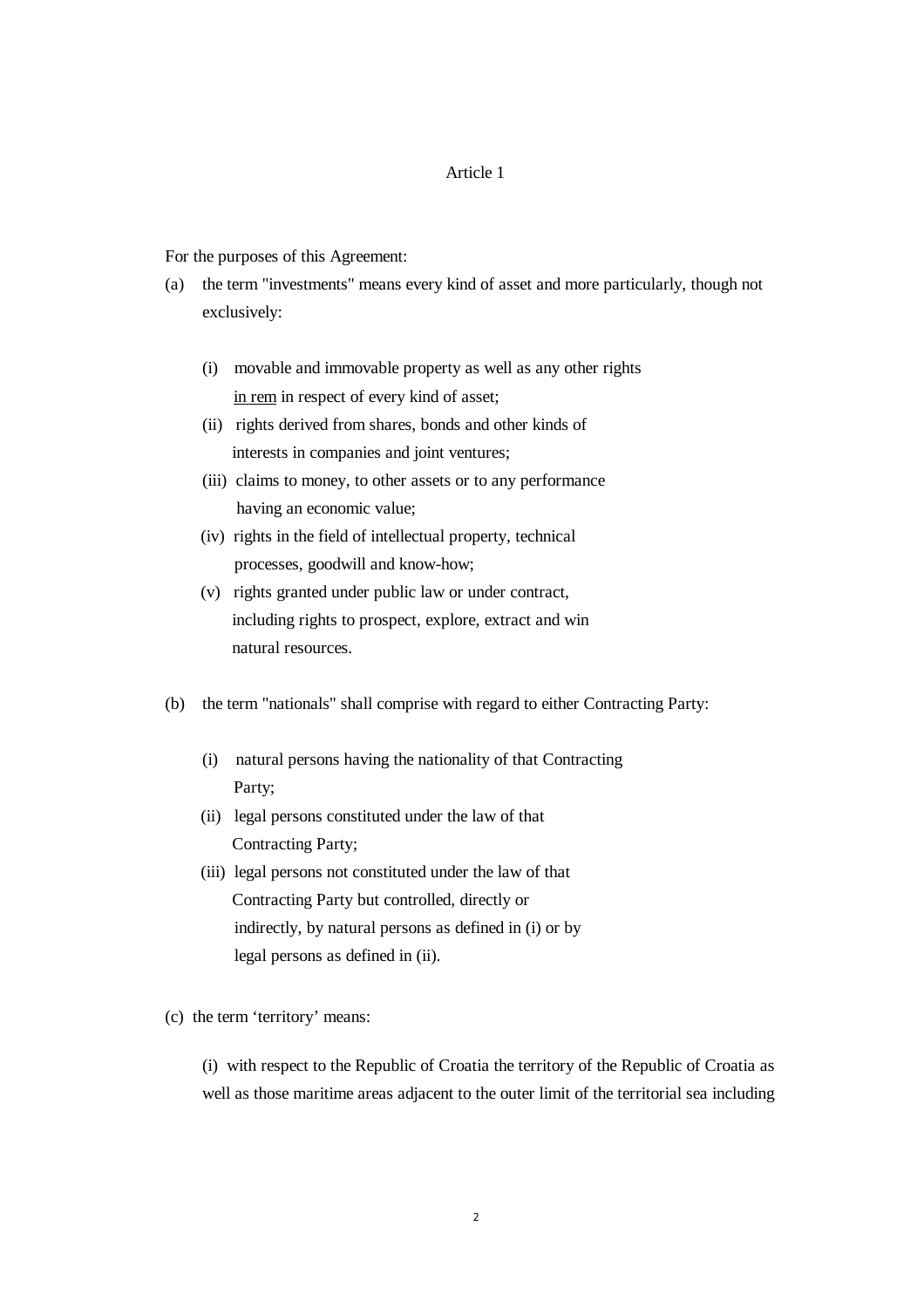# Article 1

For the purposes of this Agreement:

(a) the term "investments" means every kind of asset and more particularly, though not exclusively:

   (i) movable and immovable property as well as any other rights in rem in respect of every kind of asset;

   (ii) rights derived from shares, bonds and other kinds of interests in companies and joint ventures;

   (iii) claims to money, to other assets or to any performance having an economic value;

   (iv) rights in the field of intellectual property, technical processes, goodwill and know-how;

   (v) rights granted under public law or under contract, including rights to prospect, explore, extract and win natural resources.

(b) the term "nationals" shall comprise with regard to either Contracting Party:

   (i) natural persons having the nationality of that Contracting Party;

   (ii) legal persons constituted under the law of that Contracting Party;

   (iii) legal persons not constituted under the law of that Contracting Party but controlled, directly or indirectly, by natural persons as defined in (i) or by legal persons as defined in (ii).

(c) the term 'territory' means:

   (i) with respect to the Republic of Croatia the territory of the Republic of Croatia as well as those maritime areas adjacent to the outer limit of the territorial sea including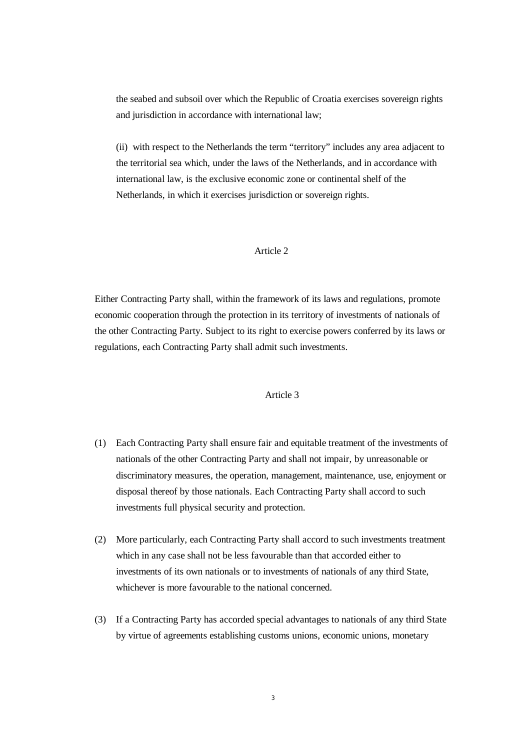the seabed and subsoil over which the Republic of Croatia exercises sovereign rights and jurisdiction in accordance with international law;

(ii) with respect to the Netherlands the term "territory" includes any area adjacent to the territorial sea which, under the laws of the Netherlands, and in accordance with international law, is the exclusive economic zone or continental shelf of the Netherlands, in which it exercises jurisdiction or sovereign rights.

## Article 2

Either Contracting Party shall, within the framework of its laws and regulations, promote economic cooperation through the protection in its territory of investments of nationals of the other Contracting Party. Subject to its right to exercise powers conferred by its laws or regulations, each Contracting Party shall admit such investments.

## Article 3

(1) Each Contracting Party shall ensure fair and equitable treatment of the investments of nationals of the other Contracting Party and shall not impair, by unreasonable or discriminatory measures, the operation, management, maintenance, use, enjoyment or disposal thereof by those nationals. Each Contracting Party shall accord to such investments full physical security and protection.

(2) More particularly, each Contracting Party shall accord to such investments treatment which in any case shall not be less favourable than that accorded either to investments of its own nationals or to investments of nationals of any third State, whichever is more favourable to the national concerned.

(3) If a Contracting Party has accorded special advantages to nationals of any third State by virtue of agreements establishing customs unions, economic unions, monetary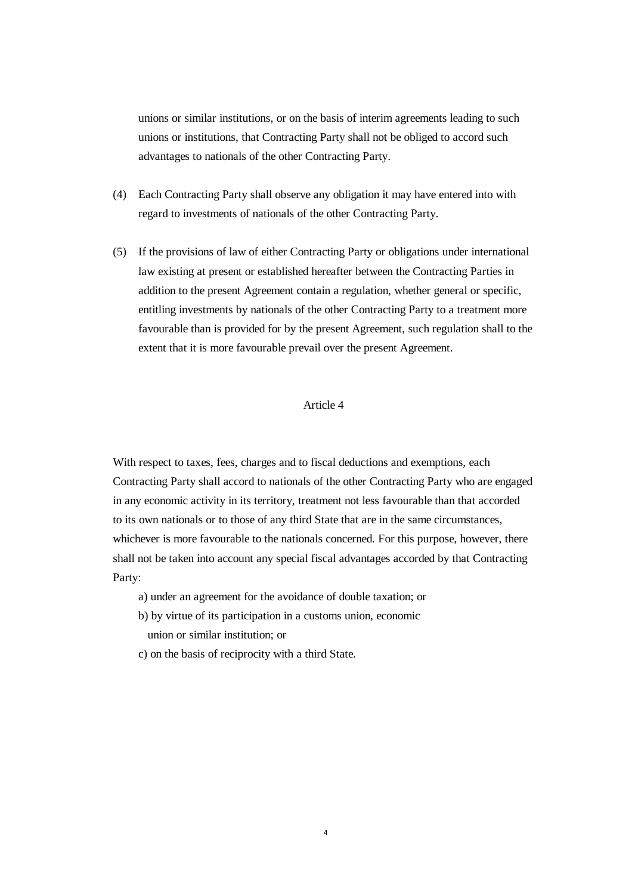unions or similar institutions, or on the basis of interim agreements leading to such unions or institutions, that Contracting Party shall not be obliged to accord such advantages to nationals of the other Contracting Party.

(4) Each Contracting Party shall observe any obligation it may have entered into with regard to investments of nationals of the other Contracting Party.

(5) If the provisions of law of either Contracting Party or obligations under international law existing at present or established hereafter between the Contracting Parties in addition to the present Agreement contain a regulation, whether general or specific, entitling investments by nationals of the other Contracting Party to a treatment more favourable than is provided for by the present Agreement, such regulation shall to the extent that it is more favourable prevail over the present Agreement.

## Article 4

With respect to taxes, fees, charges and to fiscal deductions and exemptions, each Contracting Party shall accord to nationals of the other Contracting Party who are engaged in any economic activity in its territory, treatment not less favourable than that accorded to its own nationals or to those of any third State that are in the same circumstances, whichever is more favourable to the nationals concerned. For this purpose, however, there shall not be taken into account any special fiscal advantages accorded by that Contracting Party:

a) under an agreement for the avoidance of double taxation; or

b) by virtue of its participation in a customs union, economic union or similar institution; or

c) on the basis of reciprocity with a third State.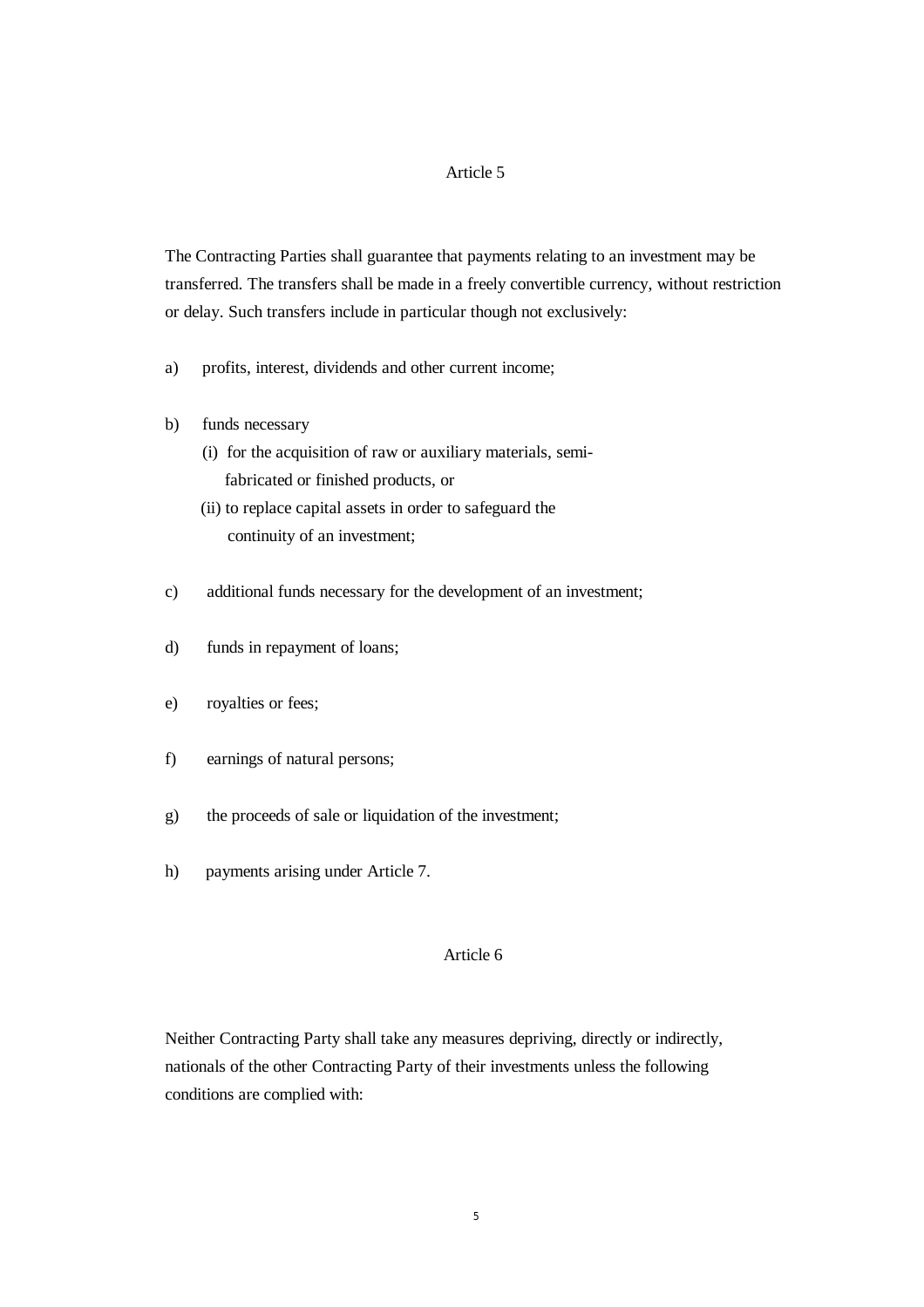## Article 5

The Contracting Parties shall guarantee that payments relating to an investment may be transferred. The transfers shall be made in a freely convertible currency, without restriction or delay. Such transfers include in particular though not exclusively:

a) profits, interest, dividends and other current income;

b) funds necessary
   (i) for the acquisition of raw or auxiliary materials, semi-fabricated or finished products, or
   (ii) to replace capital assets in order to safeguard the continuity of an investment;

c) additional funds necessary for the development of an investment;

d) funds in repayment of loans;

e) royalties or fees;

f) earnings of natural persons;

g) the proceeds of sale or liquidation of the investment;

h) payments arising under Article 7.

## Article 6

Neither Contracting Party shall take any measures depriving, directly or indirectly, nationals of the other Contracting Party of their investments unless the following conditions are complied with: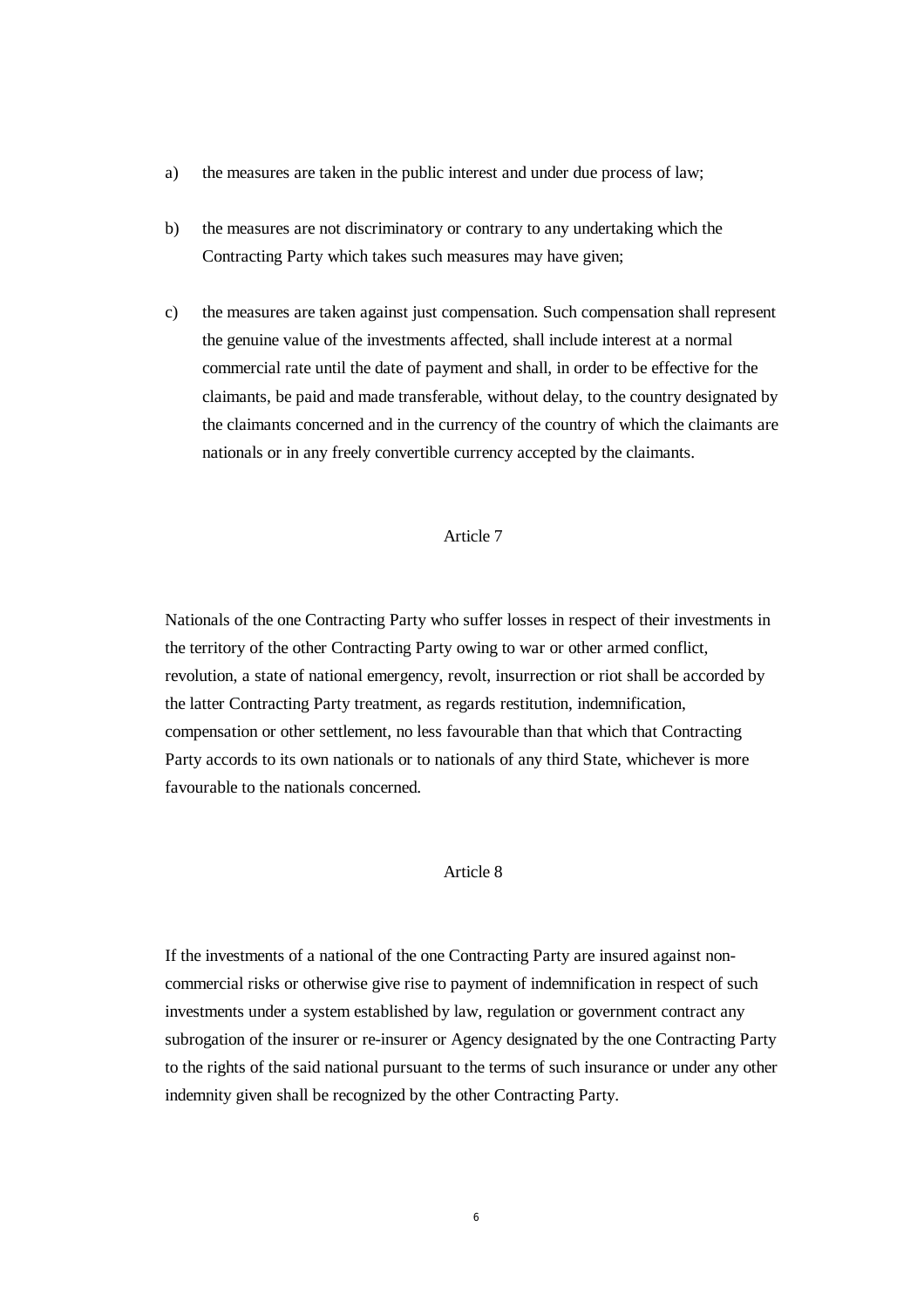a) the measures are taken in the public interest and under due process of law;

b) the measures are not discriminatory or contrary to any undertaking which the Contracting Party which takes such measures may have given;

c) the measures are taken against just compensation. Such compensation shall represent the genuine value of the investments affected, shall include interest at a normal commercial rate until the date of payment and shall, in order to be effective for the claimants, be paid and made transferable, without delay, to the country designated by the claimants concerned and in the currency of the country of which the claimants are nationals or in any freely convertible currency accepted by the claimants.

Article 7

Nationals of the one Contracting Party who suffer losses in respect of their investments in the territory of the other Contracting Party owing to war or other armed conflict, revolution, a state of national emergency, revolt, insurrection or riot shall be accorded by the latter Contracting Party treatment, as regards restitution, indemnification, compensation or other settlement, no less favourable than that which that Contracting Party accords to its own nationals or to nationals of any third State, whichever is more favourable to the nationals concerned.

Article 8

If the investments of a national of the one Contracting Party are insured against non-commercial risks or otherwise give rise to payment of indemnification in respect of such investments under a system established by law, regulation or government contract any subrogation of the insurer or re-insurer or Agency designated by the one Contracting Party to the rights of the said national pursuant to the terms of such insurance or under any other indemnity given shall be recognized by the other Contracting Party.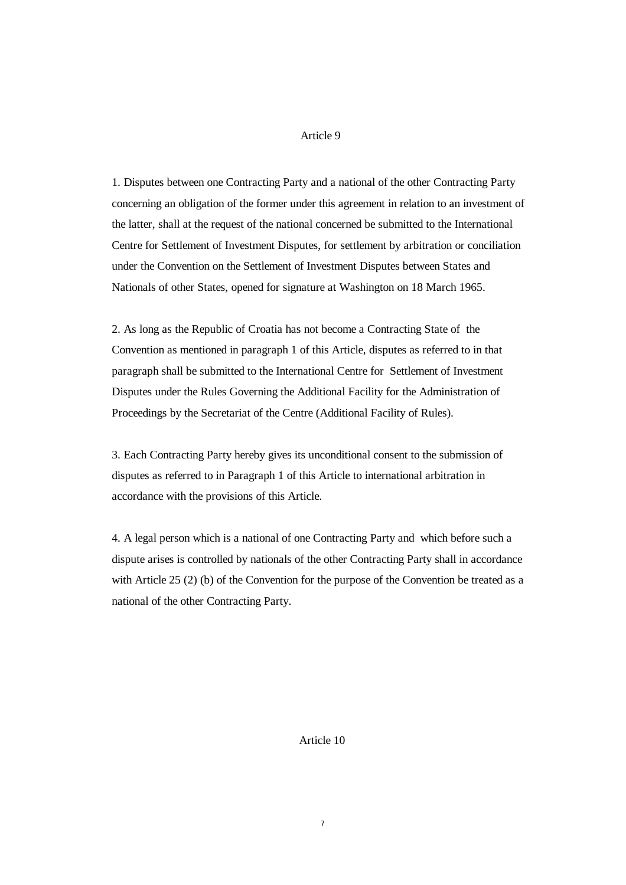## Article 9

1. Disputes between one Contracting Party and a national of the other Contracting Party concerning an obligation of the former under this agreement in relation to an investment of the latter, shall at the request of the national concerned be submitted to the International Centre for Settlement of Investment Disputes, for settlement by arbitration or conciliation under the Convention on the Settlement of Investment Disputes between States and Nationals of other States, opened for signature at Washington on 18 March 1965.

2. As long as the Republic of Croatia has not become a Contracting State of the Convention as mentioned in paragraph 1 of this Article, disputes as referred to in that paragraph shall be submitted to the International Centre for Settlement of Investment Disputes under the Rules Governing the Additional Facility for the Administration of Proceedings by the Secretariat of the Centre (Additional Facility of Rules).

3. Each Contracting Party hereby gives its unconditional consent to the submission of disputes as referred to in Paragraph 1 of this Article to international arbitration in accordance with the provisions of this Article.

4. A legal person which is a national of one Contracting Party and which before such a dispute arises is controlled by nationals of the other Contracting Party shall in accordance with Article 25 (2) (b) of the Convention for the purpose of the Convention be treated as a national of the other Contracting Party.

## Article 10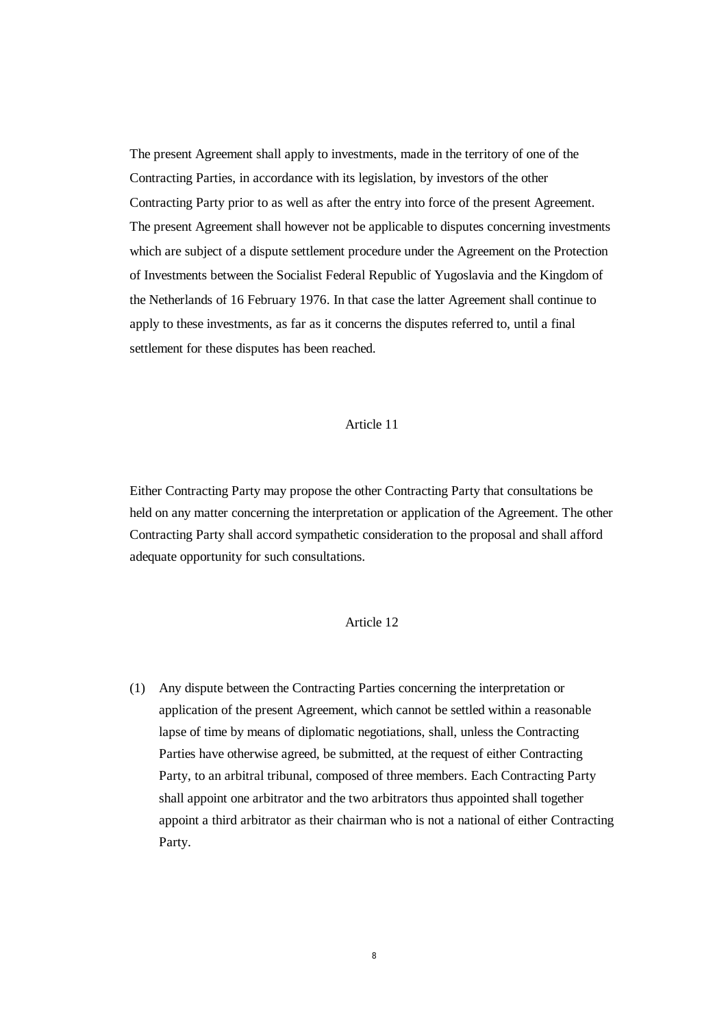The present Agreement shall apply to investments, made in the territory of one of the Contracting Parties, in accordance with its legislation, by investors of the other Contracting Party prior to as well as after the entry into force of the present Agreement. The present Agreement shall however not be applicable to disputes concerning investments which are subject of a dispute settlement procedure under the Agreement on the Protection of Investments between the Socialist Federal Republic of Yugoslavia and the Kingdom of the Netherlands of 16 February 1976. In that case the latter Agreement shall continue to apply to these investments, as far as it concerns the disputes referred to, until a final settlement for these disputes has been reached.

## Article 11

Either Contracting Party may propose the other Contracting Party that consultations be held on any matter concerning the interpretation or application of the Agreement. The other Contracting Party shall accord sympathetic consideration to the proposal and shall afford adequate opportunity for such consultations.

## Article 12

(1) Any dispute between the Contracting Parties concerning the interpretation or application of the present Agreement, which cannot be settled within a reasonable lapse of time by means of diplomatic negotiations, shall, unless the Contracting Parties have otherwise agreed, be submitted, at the request of either Contracting Party, to an arbitral tribunal, composed of three members. Each Contracting Party shall appoint one arbitrator and the two arbitrators thus appointed shall together appoint a third arbitrator as their chairman who is not a national of either Contracting Party.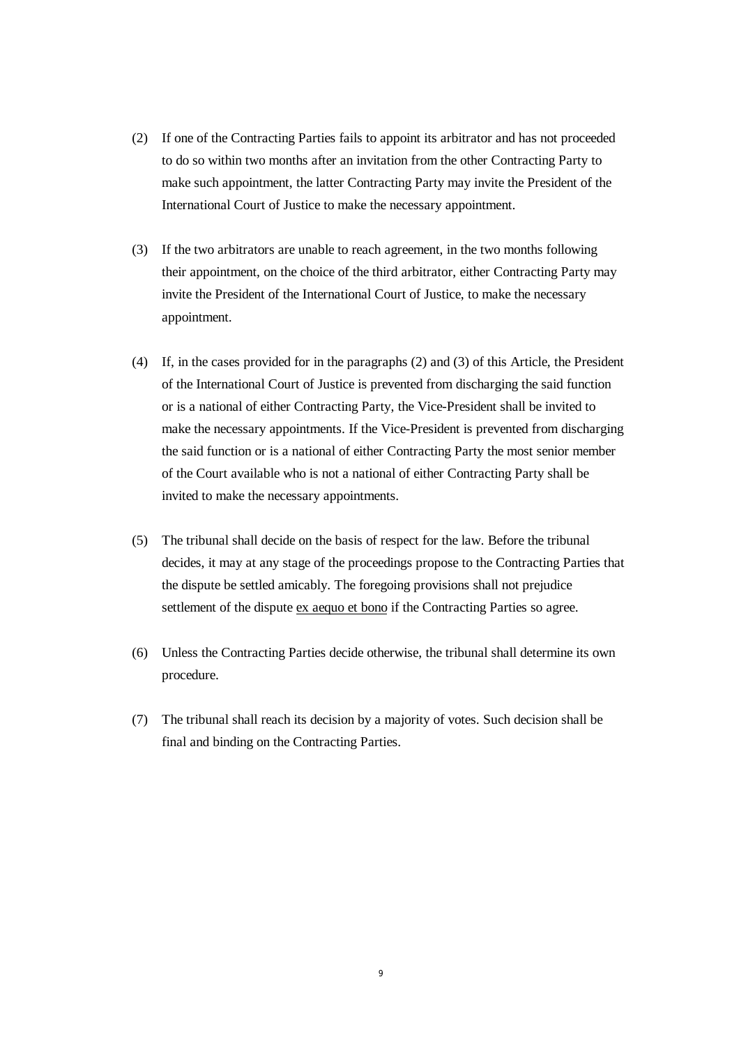(2) If one of the Contracting Parties fails to appoint its arbitrator and has not proceeded to do so within two months after an invitation from the other Contracting Party to make such appointment, the latter Contracting Party may invite the President of the International Court of Justice to make the necessary appointment.

(3) If the two arbitrators are unable to reach agreement, in the two months following their appointment, on the choice of the third arbitrator, either Contracting Party may invite the President of the International Court of Justice, to make the necessary appointment.

(4) If, in the cases provided for in the paragraphs (2) and (3) of this Article, the President of the International Court of Justice is prevented from discharging the said function or is a national of either Contracting Party, the Vice-President shall be invited to make the necessary appointments. If the Vice-President is prevented from discharging the said function or is a national of either Contracting Party the most senior member of the Court available who is not a national of either Contracting Party shall be invited to make the necessary appointments.

(5) The tribunal shall decide on the basis of respect for the law. Before the tribunal decides, it may at any stage of the proceedings propose to the Contracting Parties that the dispute be settled amicably. The foregoing provisions shall not prejudice settlement of the dispute ex aequo et bono if the Contracting Parties so agree.

(6) Unless the Contracting Parties decide otherwise, the tribunal shall determine its own procedure.

(7) The tribunal shall reach its decision by a majority of votes. Such decision shall be final and binding on the Contracting Parties.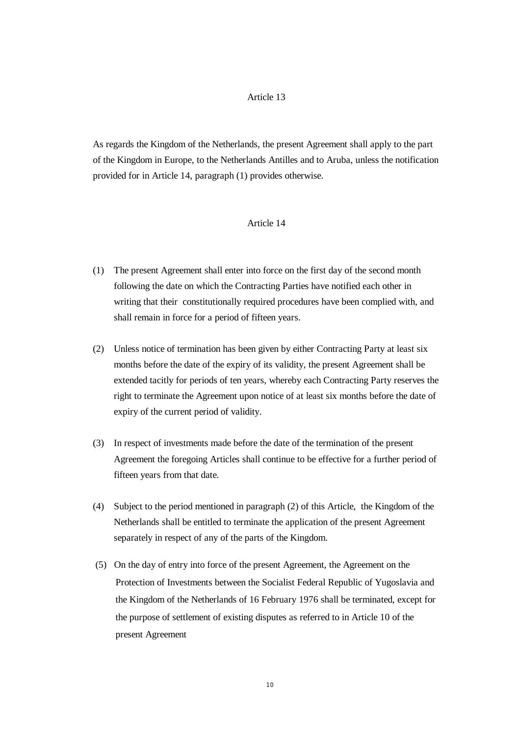## Article 13

As regards the Kingdom of the Netherlands, the present Agreement shall apply to the part of the Kingdom in Europe, to the Netherlands Antilles and to Aruba, unless the notification provided for in Article 14, paragraph (1) provides otherwise.

## Article 14

(1) The present Agreement shall enter into force on the first day of the second month following the date on which the Contracting Parties have notified each other in writing that their constitutionally required procedures have been complied with, and shall remain in force for a period of fifteen years.

(2) Unless notice of termination has been given by either Contracting Party at least six months before the date of the expiry of its validity, the present Agreement shall be extended tacitly for periods of ten years, whereby each Contracting Party reserves the right to terminate the Agreement upon notice of at least six months before the date of expiry of the current period of validity.

(3) In respect of investments made before the date of the termination of the present Agreement the foregoing Articles shall continue to be effective for a further period of fifteen years from that date.

(4) Subject to the period mentioned in paragraph (2) of this Article, the Kingdom of the Netherlands shall be entitled to terminate the application of the present Agreement separately in respect of any of the parts of the Kingdom.

(5) On the day of entry into force of the present Agreement, the Agreement on the Protection of Investments between the Socialist Federal Republic of Yugoslavia and the Kingdom of the Netherlands of 16 February 1976 shall be terminated, except for the purpose of settlement of existing disputes as referred to in Article 10 of the present Agreement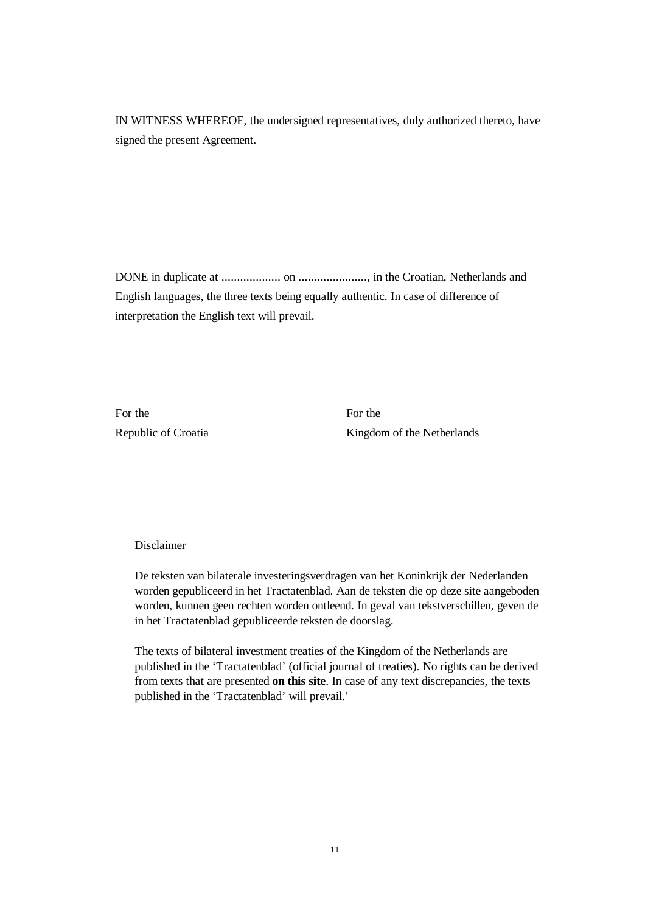IN WITNESS WHEREOF, the undersigned representatives, duly authorized thereto, have signed the present Agreement.

DONE in duplicate at .................. on ......................, in the Croatian, Netherlands and English languages, the three texts being equally authentic. In case of difference of interpretation the English text will prevail.

For the
Republic of Croatia

For the
Kingdom of the Netherlands

Disclaimer

De teksten van bilaterale investeringsverdragen van het Koninkrijk der Nederlanden worden gepubliceerd in het Tractatenblad. Aan de teksten die op deze site aangeboden worden, kunnen geen rechten worden ontleend. In geval van tekstverschillen, geven de in het Tractatenblad gepubliceerde teksten de doorslag.

The texts of bilateral investment treaties of the Kingdom of the Netherlands are published in the 'Tractatenblad' (official journal of treaties). No rights can be derived from texts that are presented **on this site**. In case of any text discrepancies, the texts published in the 'Tractatenblad' will prevail.'